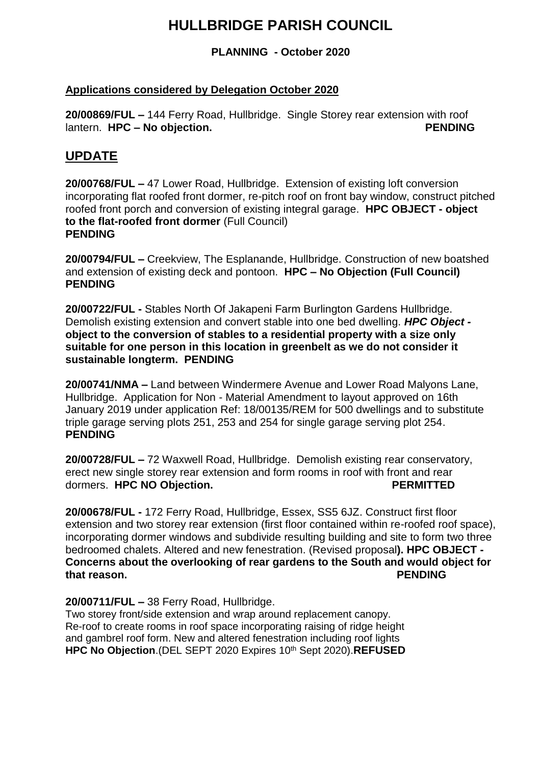# HULLBRIDGE PARISH COUNCIL

**PLANNING - October 2020**

**Applications considered by Delegation October 2020**

**20/00869/FUL –** 144 Ferry Road, Hullbridge. Single Storey rear extension with roof lantern. **HPC – No objection.** **PENDING**

## UPDATE

**20/00768/FUL –** 47 Lower Road, Hullbridge. Extension of existing loft conversion incorporating flat roofed front dormer, re-pitch roof on front bay window, construct pitched roofed front porch and conversion of existing integral garage. **HPC OBJECT - object to the flat-roofed front dormer** (Full Council)
**PENDING**

**20/00794/FUL –** Creekview, The Esplanande, Hullbridge. Construction of new boatshed and extension of existing deck and pontoon. **HPC – No Objection (Full Council)**
**PENDING**

**20/00722/FUL -** Stables North Of Jakapeni Farm Burlington Gardens Hullbridge. Demolish existing extension and convert stable into one bed dwelling. ***HPC Object -* object to the conversion of stables to a residential property with a size only suitable for one person in this location in greenbelt as we do not consider it sustainable longterm. PENDING**

**20/00741/NMA –** Land between Windermere Avenue and Lower Road Malyons Lane, Hullbridge. Application for Non - Material Amendment to layout approved on 16th January 2019 under application Ref: 18/00135/REM for 500 dwellings and to substitute triple garage serving plots 251, 253 and 254 for single garage serving plot 254.
**PENDING**

**20/00728/FUL –** 72 Waxwell Road, Hullbridge. Demolish existing rear conservatory, erect new single storey rear extension and form rooms in roof with front and rear dormers. **HPC NO Objection.** **PERMITTED**

**20/00678/FUL -** 172 Ferry Road, Hullbridge, Essex, SS5 6JZ. Construct first floor extension and two storey rear extension (first floor contained within re-roofed roof space), incorporating dormer windows and subdivide resulting building and site to form two three bedroomed chalets. Altered and new fenestration. (Revised proposal**). HPC OBJECT - Concerns about the overlooking of rear gardens to the South and would object for that reason.** **PENDING**

**20/00711/FUL –** 38 Ferry Road, Hullbridge.
Two storey front/side extension and wrap around replacement canopy.
Re-roof to create rooms in roof space incorporating raising of ridge height and gambrel roof form. New and altered fenestration including roof lights
**HPC No Objection**.(DEL SEPT 2020 Expires 10th Sept 2020).**REFUSED**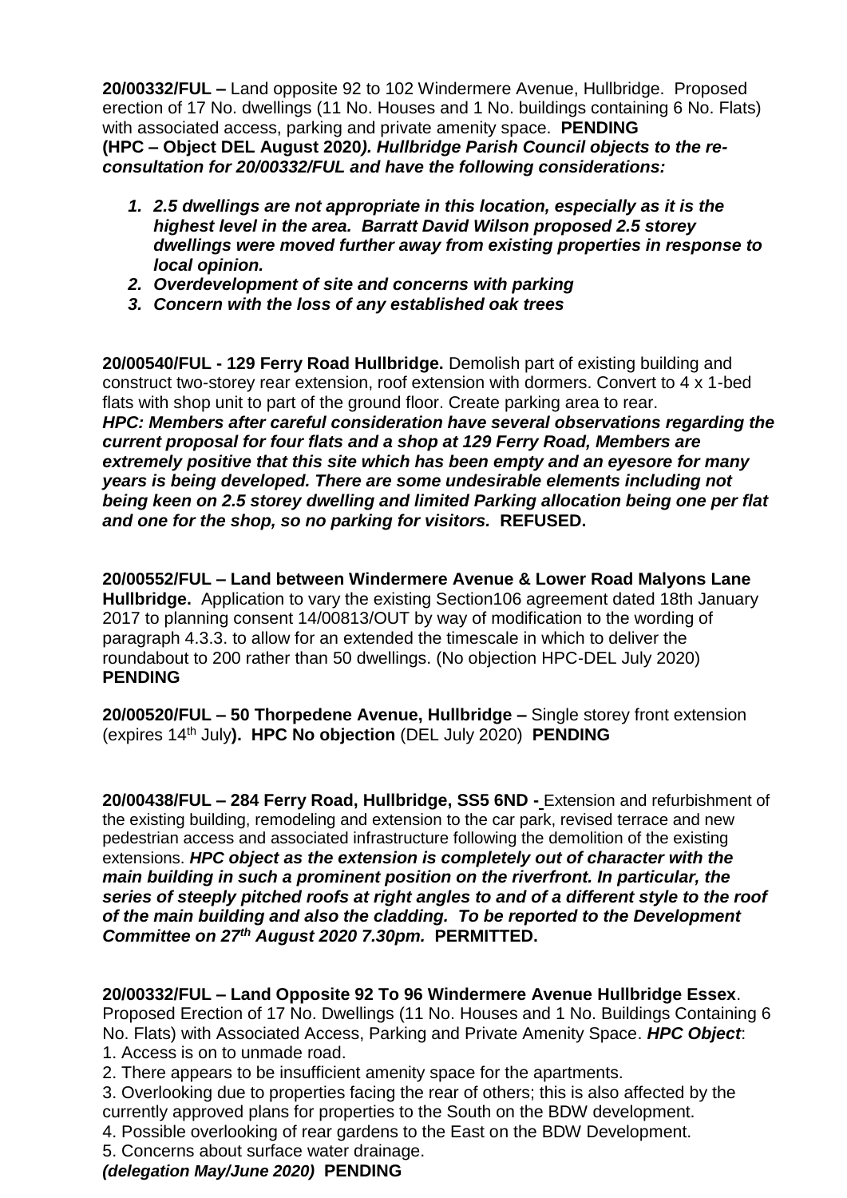**20/00332/FUL –** Land opposite 92 to 102 Windermere Avenue, Hullbridge. Proposed erection of 17 No. dwellings (11 No. Houses and 1 No. buildings containing 6 No. Flats) with associated access, parking and private amenity space. **PENDING**
**(HPC – Object DEL August 2020*). Hullbridge Parish Council objects to the re-consultation for 20/00332/FUL and have the following considerations:***

1. ***2.5 dwellings are not appropriate in this location, especially as it is the highest level in the area. Barratt David Wilson proposed 2.5 storey dwellings were moved further away from existing properties in response to local opinion.***
2. ***Overdevelopment of site and concerns with parking***
3. ***Concern with the loss of any established oak trees***

**20/00540/FUL - 129 Ferry Road Hullbridge.** Demolish part of existing building and construct two-storey rear extension, roof extension with dormers. Convert to 4 x 1-bed flats with shop unit to part of the ground floor. Create parking area to rear.
***HPC: Members after careful consideration have several observations regarding the current proposal for four flats and a shop at 129 Ferry Road, Members are extremely positive that this site which has been empty and an eyesore for many years is being developed. There are some undesirable elements including not being keen on 2.5 storey dwelling and limited Parking allocation being one per flat and one for the shop, so no parking for visitors.*** **REFUSED.**

**20/00552/FUL – Land between Windermere Avenue & Lower Road Malyons Lane Hullbridge.** Application to vary the existing Section106 agreement dated 18th January 2017 to planning consent 14/00813/OUT by way of modification to the wording of paragraph 4.3.3. to allow for an extended the timescale in which to deliver the roundabout to 200 rather than 50 dwellings. (No objection HPC-DEL July 2020) **PENDING**

**20/00520/FUL – 50 Thorpedene Avenue, Hullbridge –** Single storey front extension (expires 14th July**). HPC No objection** (DEL July 2020) **PENDING**

**20/00438/FUL – 284 Ferry Road, Hullbridge, SS5 6ND -** Extension and refurbishment of the existing building, remodeling and extension to the car park, revised terrace and new pedestrian access and associated infrastructure following the demolition of the existing extensions. ***HPC object as the extension is completely out of character with the main building in such a prominent position on the riverfront. In particular, the series of steeply pitched roofs at right angles to and of a different style to the roof of the main building and also the cladding. To be reported to the Development Committee on 27th August 2020 7.30pm.*** **PERMITTED.**

**20/00332/FUL – Land Opposite 92 To 96 Windermere Avenue Hullbridge Essex**. Proposed Erection of 17 No. Dwellings (11 No. Houses and 1 No. Buildings Containing 6 No. Flats) with Associated Access, Parking and Private Amenity Space. ***HPC Object***:
1. Access is on to unmade road.
2. There appears to be insufficient amenity space for the apartments.
3. Overlooking due to properties facing the rear of others; this is also affected by the currently approved plans for properties to the South on the BDW development.
4. Possible overlooking of rear gardens to the East on the BDW Development.
5. Concerns about surface water drainage.
***(delegation May/June 2020)*** **PENDING**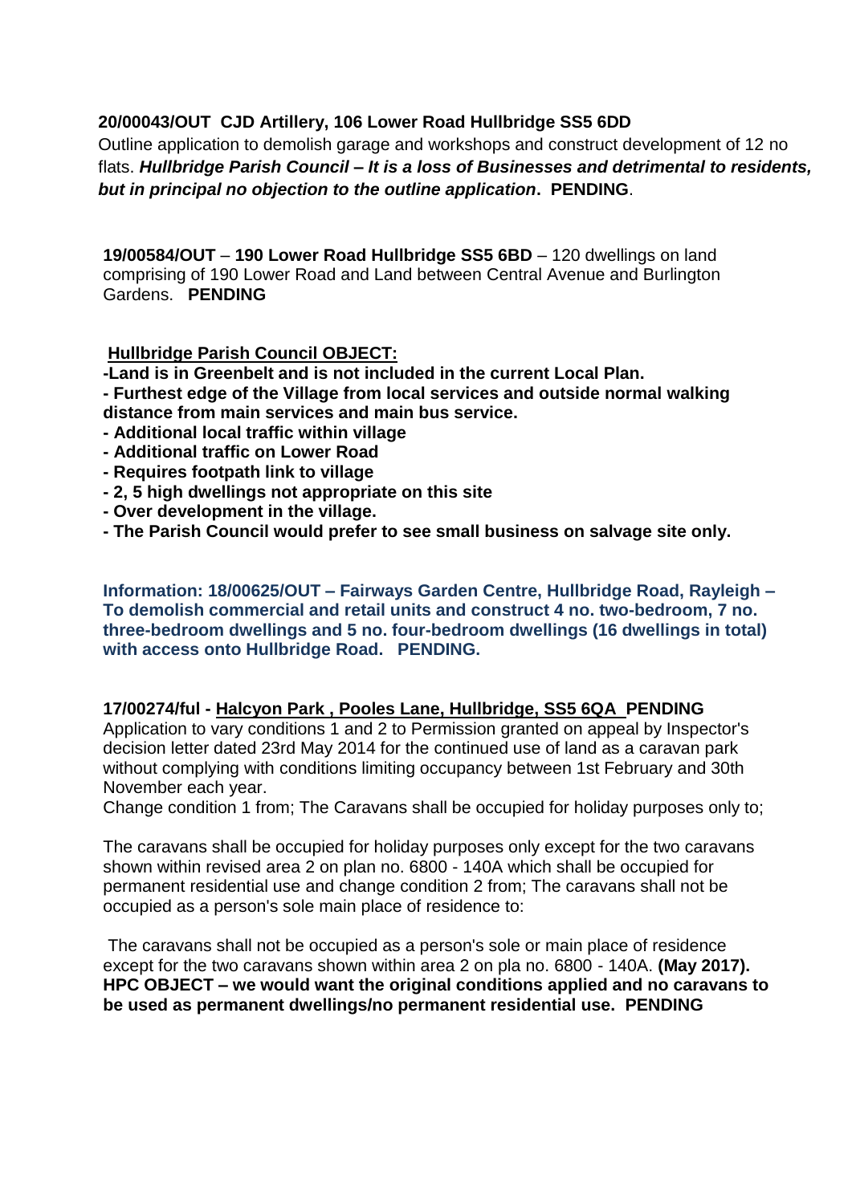**20/00043/OUT CJD Artillery, 106 Lower Road Hullbridge SS5 6DD**

Outline application to demolish garage and workshops and construct development of 12 no flats. ***Hullbridge Parish Council – It is a loss of Businesses and detrimental to residents, but in principal no objection to the outline application*. PENDING**.

**19/00584/OUT** – **190 Lower Road Hullbridge SS5 6BD** – 120 dwellings on land comprising of 190 Lower Road and Land between Central Avenue and Burlington Gardens. **PENDING**

**Hullbridge Parish Council OBJECT:**

**-Land is in Greenbelt and is not included in the current Local Plan.**

**- Furthest edge of the Village from local services and outside normal walking distance from main services and main bus service.**

**- Additional local traffic within village**

**- Additional traffic on Lower Road**

**- Requires footpath link to village**

**- 2, 5 high dwellings not appropriate on this site**

**- Over development in the village.**

**- The Parish Council would prefer to see small business on salvage site only.**

**Information: 18/00625/OUT – Fairways Garden Centre, Hullbridge Road, Rayleigh – To demolish commercial and retail units and construct 4 no. two-bedroom, 7 no. three-bedroom dwellings and 5 no. four-bedroom dwellings (16 dwellings in total) with access onto Hullbridge Road. PENDING.**

**17/00274/ful - Halcyon Park , Pooles Lane, Hullbridge, SS5 6QA PENDING**

Application to vary conditions 1 and 2 to Permission granted on appeal by Inspector's decision letter dated 23rd May 2014 for the continued use of land as a caravan park without complying with conditions limiting occupancy between 1st February and 30th November each year.

Change condition 1 from; The Caravans shall be occupied for holiday purposes only to;

The caravans shall be occupied for holiday purposes only except for the two caravans shown within revised area 2 on plan no. 6800 - 140A which shall be occupied for permanent residential use and change condition 2 from; The caravans shall not be occupied as a person's sole main place of residence to:

The caravans shall not be occupied as a person's sole or main place of residence except for the two caravans shown within area 2 on pla no. 6800 - 140A. **(May 2017). HPC OBJECT – we would want the original conditions applied and no caravans to be used as permanent dwellings/no permanent residential use. PENDING**